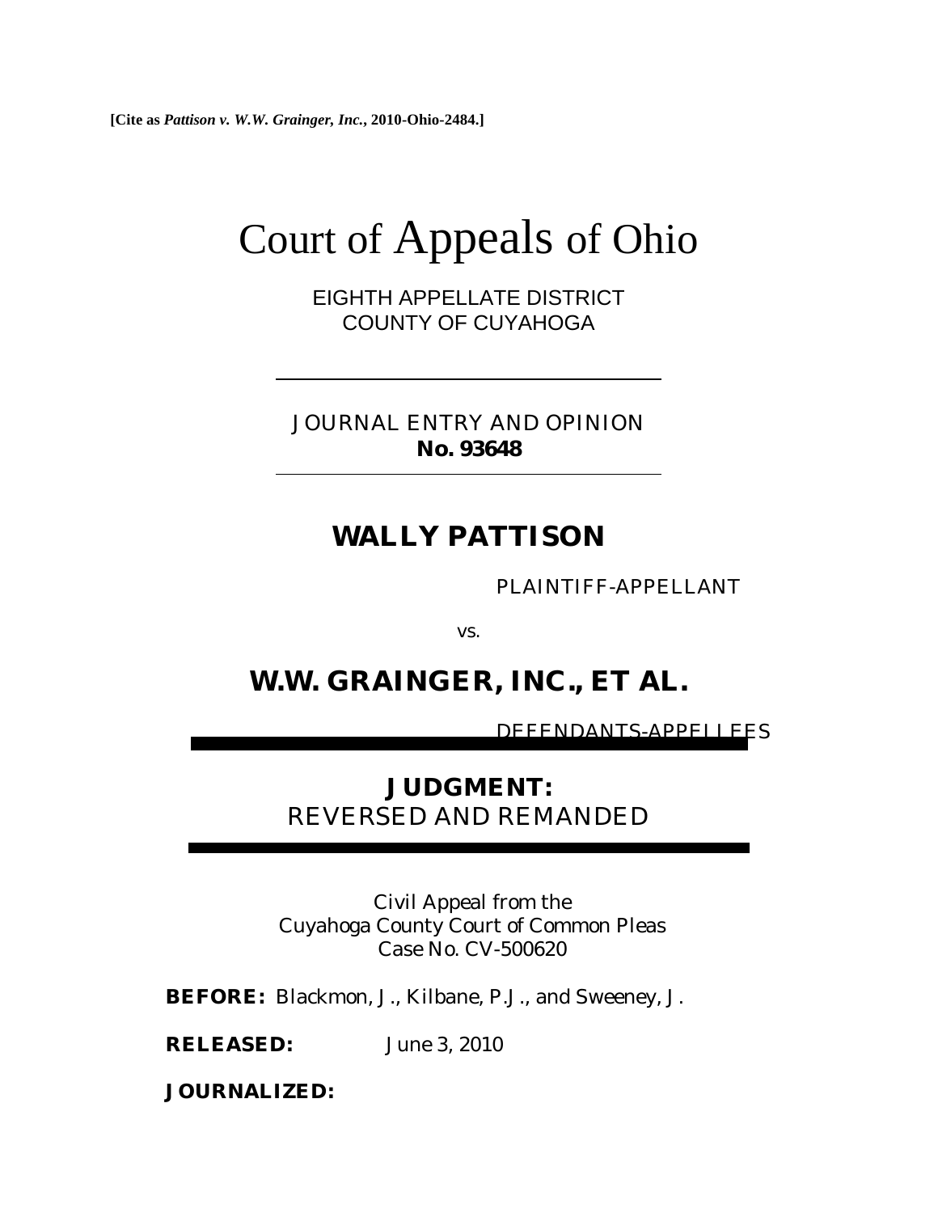[Cite as *Pattison v. W.W. Grainger, Inc.*, 2010-Ohio-2484.]

# Court of Appeals of Ohio

EIGHTH APPELLATE DISTRICT
COUNTY OF CUYAHOGA

---

JOURNAL ENTRY AND OPINION
**No. 93648**

---

## WALLY PATTISON

PLAINTIFF-APPELLANT

vs.

## W.W. GRAINGER, INC., ET AL.

DEFENDANTS-APPELLEES

---

**JUDGMENT:**
REVERSED AND REMANDED

---

Civil Appeal from the
Cuyahoga County Court of Common Pleas
Case No. CV-500620

**BEFORE:** Blackmon, J., Kilbane, P.J., and Sweeney, J.

**RELEASED:** June 3, 2010

**JOURNALIZED:**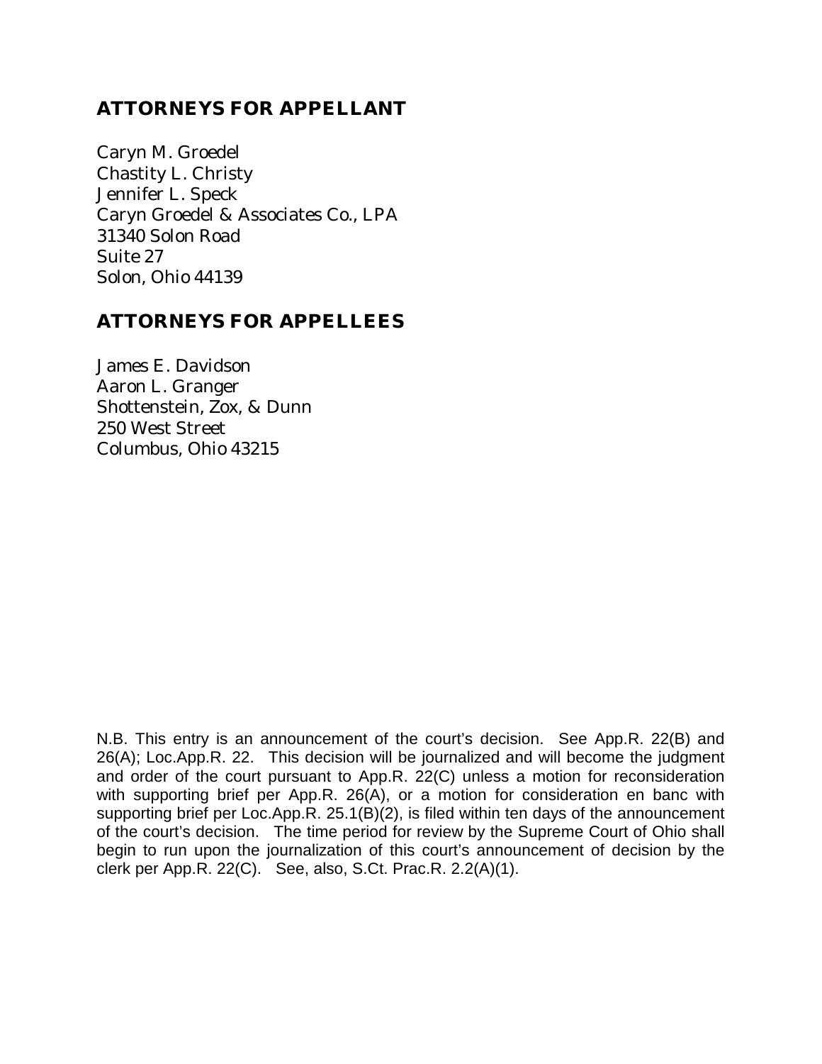## ATTORNEYS FOR APPELLANT

Caryn M. Groedel
Chastity L. Christy
Jennifer L. Speck
Caryn Groedel & Associates Co., LPA
31340 Solon Road
Suite 27
Solon, Ohio 44139

## ATTORNEYS FOR APPELLEES

James E. Davidson
Aaron L. Granger
Shottenstein, Zox, & Dunn
250 West Street
Columbus, Ohio 43215

N.B. This entry is an announcement of the court's decision. See App.R. 22(B) and 26(A); Loc.App.R. 22. This decision will be journalized and will become the judgment and order of the court pursuant to App.R. 22(C) unless a motion for reconsideration with supporting brief per App.R. 26(A), or a motion for consideration en banc with supporting brief per Loc.App.R. 25.1(B)(2), is filed within ten days of the announcement of the court's decision. The time period for review by the Supreme Court of Ohio shall begin to run upon the journalization of this court's announcement of decision by the clerk per App.R. 22(C). See, also, S.Ct. Prac.R. 2.2(A)(1).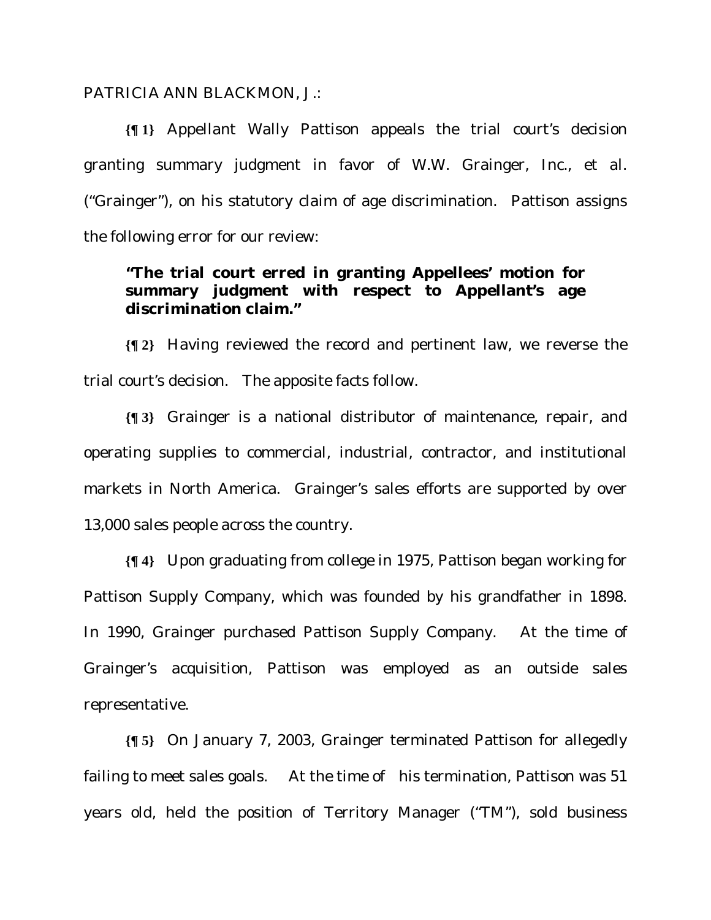PATRICIA ANN BLACKMON, J.:

**{¶ 1}** Appellant Wally Pattison appeals the trial court's decision granting summary judgment in favor of W.W. Grainger, Inc., et al. ("Grainger"), on his statutory claim of age discrimination. Pattison assigns the following error for our review:

> **"The trial court erred in granting Appellees' motion for summary judgment with respect to Appellant's age discrimination claim."**

**{¶ 2}** Having reviewed the record and pertinent law, we reverse the trial court's decision. The apposite facts follow.

**{¶ 3}** Grainger is a national distributor of maintenance, repair, and operating supplies to commercial, industrial, contractor, and institutional markets in North America. Grainger's sales efforts are supported by over 13,000 sales people across the country.

**{¶ 4}** Upon graduating from college in 1975, Pattison began working for Pattison Supply Company, which was founded by his grandfather in 1898. In 1990, Grainger purchased Pattison Supply Company. At the time of Grainger's acquisition, Pattison was employed as an outside sales representative.

**{¶ 5}** On January 7, 2003, Grainger terminated Pattison for allegedly failing to meet sales goals. At the time of his termination, Pattison was 51 years old, held the position of Territory Manager ("TM"), sold business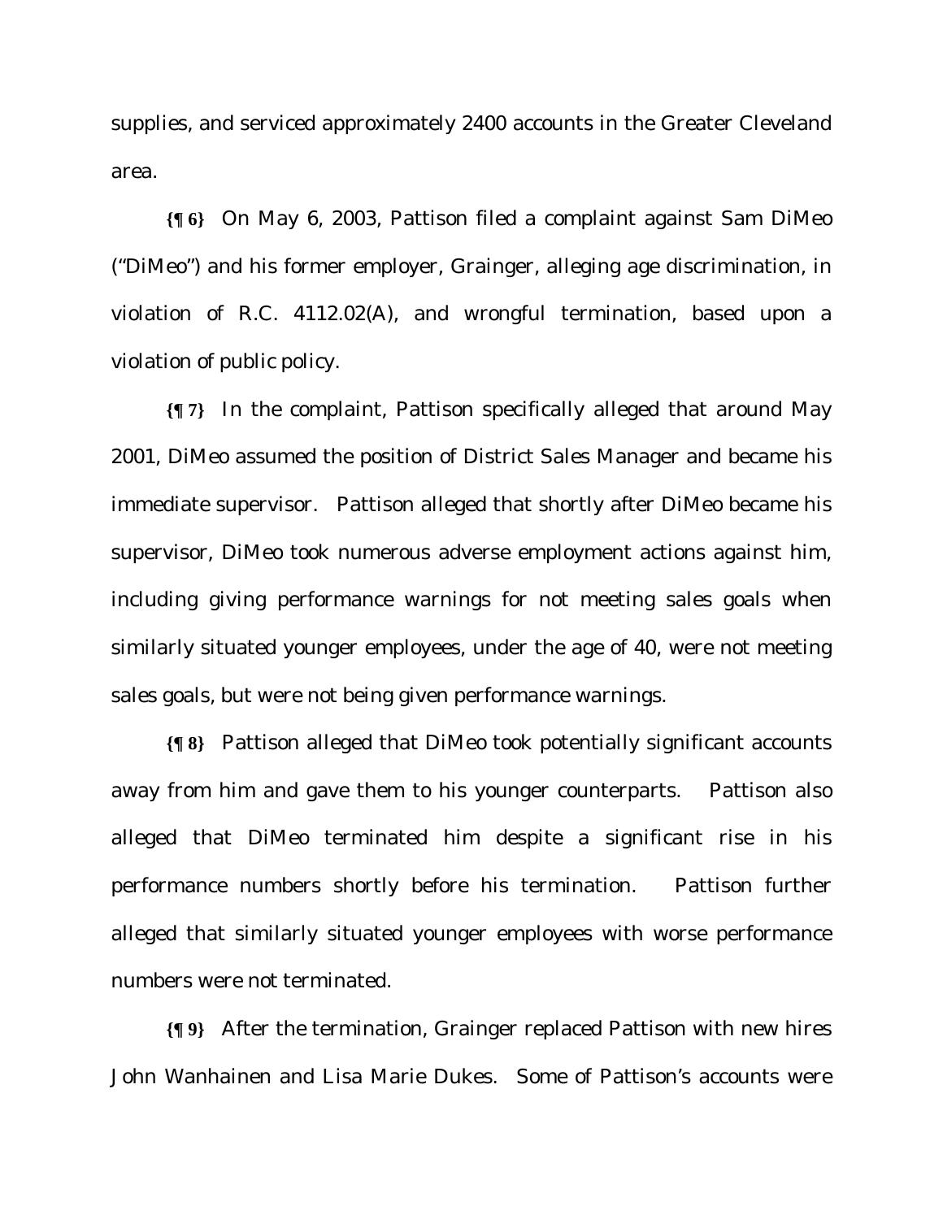supplies, and serviced approximately 2400 accounts in the Greater Cleveland area.

**{¶ 6}** On May 6, 2003, Pattison filed a complaint against Sam DiMeo ("DiMeo") and his former employer, Grainger, alleging age discrimination, in violation of R.C. 4112.02(A), and wrongful termination, based upon a violation of public policy.

**{¶ 7}** In the complaint, Pattison specifically alleged that around May 2001, DiMeo assumed the position of District Sales Manager and became his immediate supervisor. Pattison alleged that shortly after DiMeo became his supervisor, DiMeo took numerous adverse employment actions against him, including giving performance warnings for not meeting sales goals when similarly situated younger employees, under the age of 40, were not meeting sales goals, but were not being given performance warnings.

**{¶ 8}** Pattison alleged that DiMeo took potentially significant accounts away from him and gave them to his younger counterparts. Pattison also alleged that DiMeo terminated him despite a significant rise in his performance numbers shortly before his termination. Pattison further alleged that similarly situated younger employees with worse performance numbers were not terminated.

**{¶ 9}** After the termination, Grainger replaced Pattison with new hires John Wanhainen and Lisa Marie Dukes. Some of Pattison's accounts were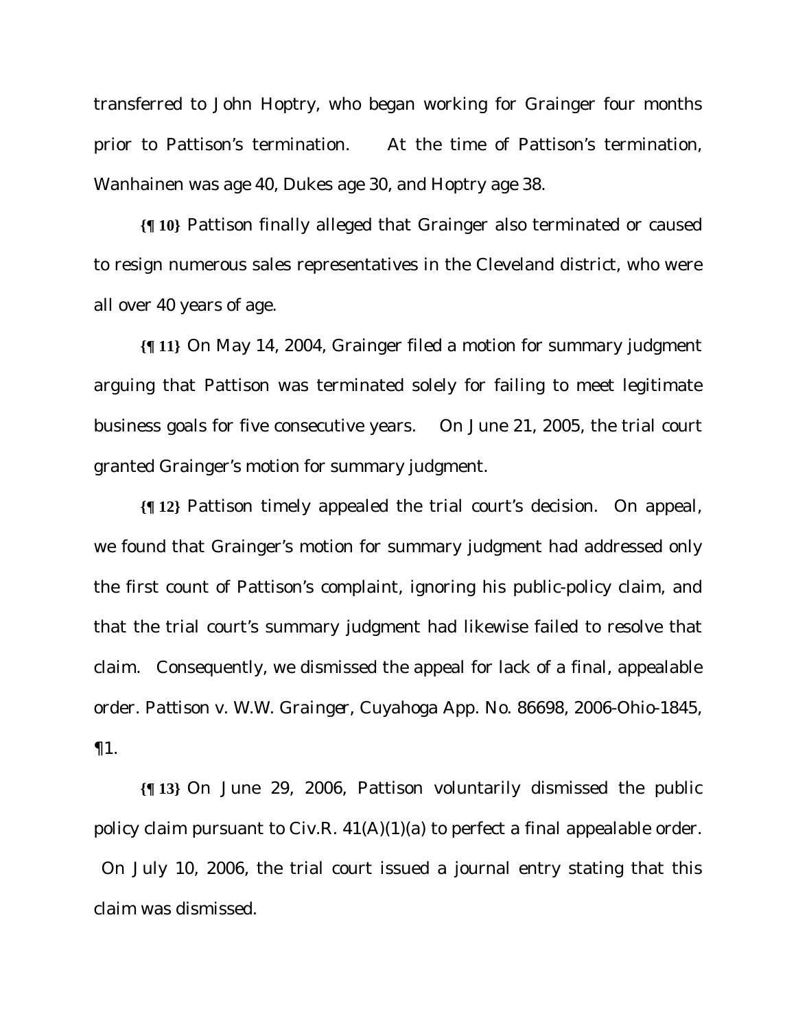transferred to John Hoptry, who began working for Grainger four months prior to Pattison's termination. At the time of Pattison's termination, Wanhainen was age 40, Dukes age 30, and Hoptry age 38.

**{¶ 10}** Pattison finally alleged that Grainger also terminated or caused to resign numerous sales representatives in the Cleveland district, who were all over 40 years of age.

**{¶ 11}** On May 14, 2004, Grainger filed a motion for summary judgment arguing that Pattison was terminated solely for failing to meet legitimate business goals for five consecutive years. On June 21, 2005, the trial court granted Grainger's motion for summary judgment.

**{¶ 12}** Pattison timely appealed the trial court's decision. On appeal, we found that Grainger's motion for summary judgment had addressed only the first count of Pattison's complaint, ignoring his public-policy claim, and that the trial court's summary judgment had likewise failed to resolve that claim. Consequently, we dismissed the appeal for lack of a final, appealable order. *Pattison v. W.W. Grainger*, Cuyahoga App. No. 86698, 2006-Ohio-1845, ¶1.

**{¶ 13}** On June 29, 2006, Pattison voluntarily dismissed the public policy claim pursuant to Civ.R. 41(A)(1)(a) to perfect a final appealable order. On July 10, 2006, the trial court issued a journal entry stating that this claim was dismissed.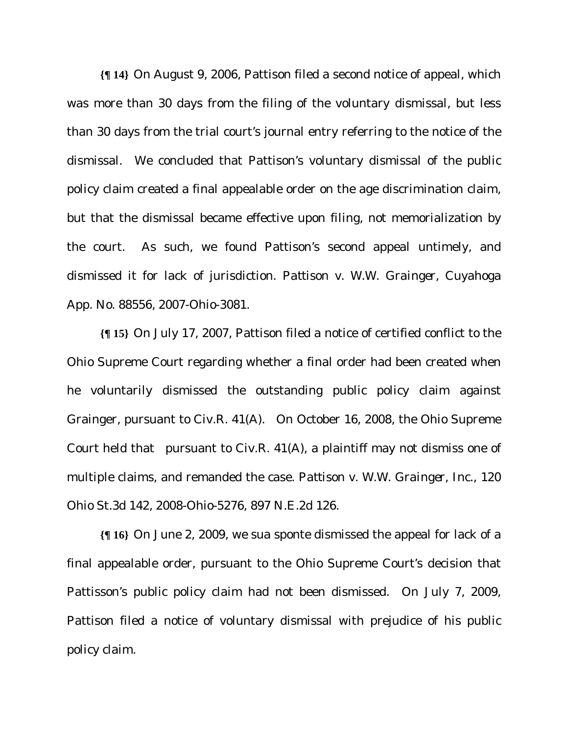**{¶ 14}** On August 9, 2006, Pattison filed a second notice of appeal, which was more than 30 days from the filing of the voluntary dismissal, but less than 30 days from the trial court's journal entry referring to the notice of the dismissal. We concluded that Pattison's voluntary dismissal of the public policy claim created a final appealable order on the age discrimination claim, but that the dismissal became effective upon filing, not memorialization by the court. As such, we found Pattison's second appeal untimely, and dismissed it for lack of jurisdiction. *Pattison v. W.W. Grainger*, Cuyahoga App. No. 88556, 2007-Ohio-3081.

**{¶ 15}** On July 17, 2007, Pattison filed a notice of certified conflict to the Ohio Supreme Court regarding whether a final order had been created when he voluntarily dismissed the outstanding public policy claim against Grainger, pursuant to Civ.R. 41(A). On October 16, 2008, the Ohio Supreme Court held that pursuant to Civ.R. 41(A), a plaintiff may not dismiss one of multiple claims, and remanded the case. *Pattison v. W.W. Grainger, Inc.*, 120 Ohio St.3d 142, 2008-Ohio-5276, 897 N.E.2d 126.

**{¶ 16}** On June 2, 2009, we sua sponte dismissed the appeal for lack of a final appealable order, pursuant to the Ohio Supreme Court's decision that Pattisson's public policy claim had not been dismissed. On July 7, 2009, Pattison filed a notice of voluntary dismissal with prejudice of his public policy claim.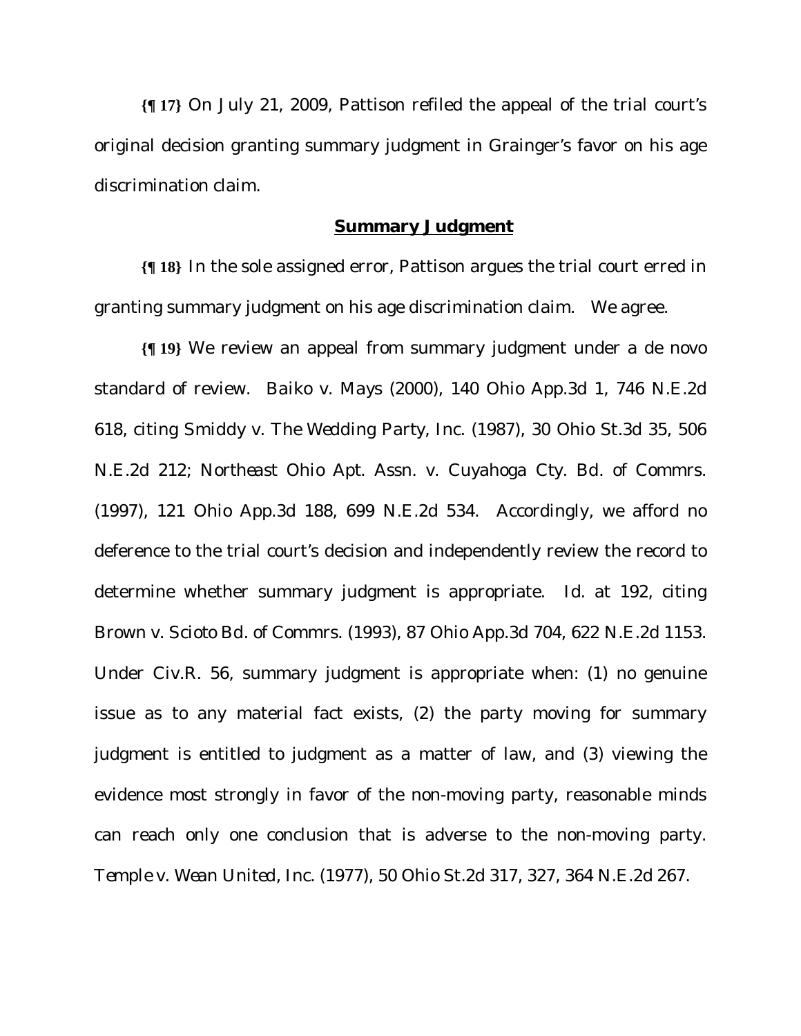**{¶ 17}** On July 21, 2009, Pattison refiled the appeal of the trial court's original decision granting summary judgment in Grainger's favor on his age discrimination claim.

## **Summary Judgment**

**{¶ 18}** In the sole assigned error, Pattison argues the trial court erred in granting summary judgment on his age discrimination claim. We agree.

**{¶ 19}** We review an appeal from summary judgment under a de novo standard of review. *Baiko v. Mays* (2000), 140 Ohio App.3d 1, 746 N.E.2d 618, citing *Smiddy v. The Wedding Party, Inc.* (1987), 30 Ohio St.3d 35, 506 N.E.2d 212; *Northeast Ohio Apt. Assn. v. Cuyahoga Cty. Bd. of Commrs.* (1997), 121 Ohio App.3d 188, 699 N.E.2d 534. Accordingly, we afford no deference to the trial court's decision and independently review the record to determine whether summary judgment is appropriate. Id. at 192, citing *Brown v. Scioto Bd. of Commrs.* (1993), 87 Ohio App.3d 704, 622 N.E.2d 1153. Under Civ.R. 56, summary judgment is appropriate when: (1) no genuine issue as to any material fact exists, (2) the party moving for summary judgment is entitled to judgment as a matter of law, and (3) viewing the evidence most strongly in favor of the non-moving party, reasonable minds can reach only one conclusion that is adverse to the non-moving party. *Temple v. Wean United, Inc.* (1977), 50 Ohio St.2d 317, 327, 364 N.E.2d 267.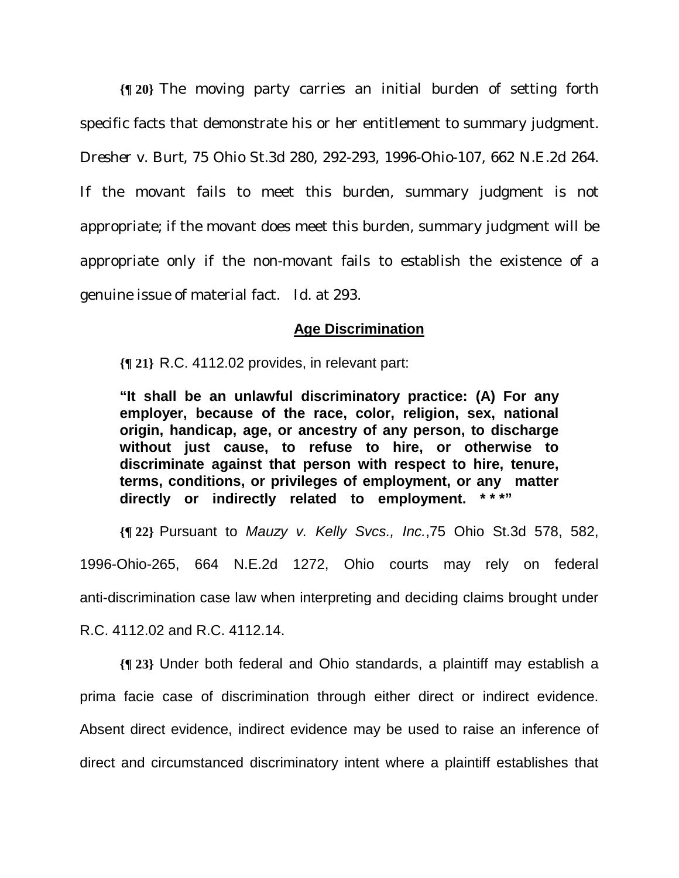**{¶ 20}** The moving party carries an initial burden of setting forth specific facts that demonstrate his or her entitlement to summary judgment. *Dresher v. Burt*, 75 Ohio St.3d 280, 292-293, 1996-Ohio-107, 662 N.E.2d 264. If the movant fails to meet this burden, summary judgment is not appropriate; if the movant does meet this burden, summary judgment will be appropriate only if the non-movant fails to establish the existence of a genuine issue of material fact. *Id.* at 293.

## Age Discrimination

**{¶ 21}** R.C. 4112.02 provides, in relevant part:

> **"It shall be an unlawful discriminatory practice: (A) For any employer, because of the race, color, religion, sex, national origin, handicap, age, or ancestry of any person, to discharge without just cause, to refuse to hire, or otherwise to discriminate against that person with respect to hire, tenure, terms, conditions, or privileges of employment, or any matter directly or indirectly related to employment. * * \*"**

**{¶ 22}** Pursuant to *Mauzy v. Kelly Svcs., Inc.*,75 Ohio St.3d 578, 582, 1996-Ohio-265, 664 N.E.2d 1272, Ohio courts may rely on federal anti-discrimination case law when interpreting and deciding claims brought under R.C. 4112.02 and R.C. 4112.14.

**{¶ 23}** Under both federal and Ohio standards, a plaintiff may establish a prima facie case of discrimination through either direct or indirect evidence. Absent direct evidence, indirect evidence may be used to raise an inference of direct and circumstanced discriminatory intent where a plaintiff establishes that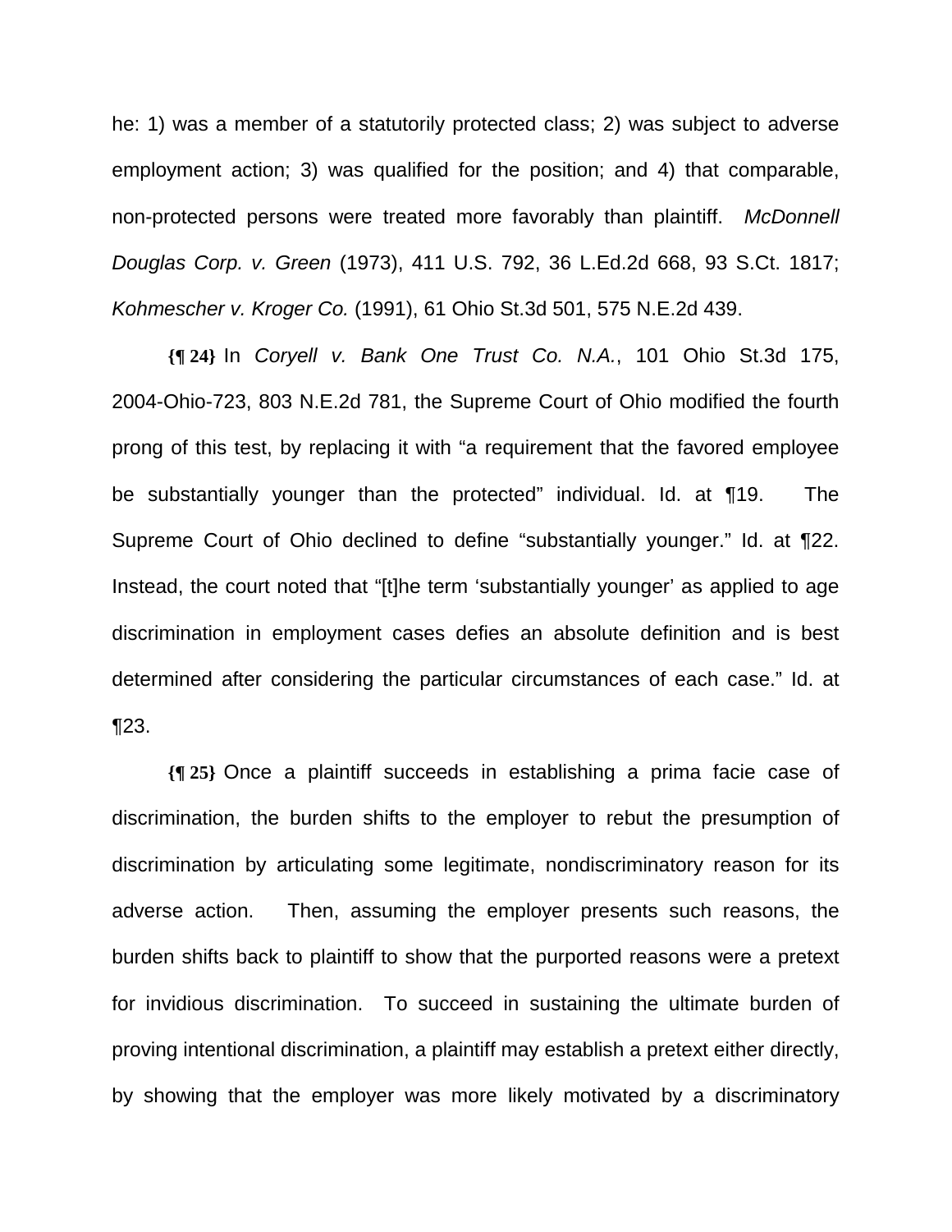he: 1) was a member of a statutorily protected class; 2) was subject to adverse employment action; 3) was qualified for the position; and 4) that comparable, non-protected persons were treated more favorably than plaintiff. *McDonnell Douglas Corp. v. Green* (1973), 411 U.S. 792, 36 L.Ed.2d 668, 93 S.Ct. 1817; *Kohmescher v. Kroger Co.* (1991), 61 Ohio St.3d 501, 575 N.E.2d 439.

**{¶ 24}** In *Coryell v. Bank One Trust Co. N.A.*, 101 Ohio St.3d 175, 2004-Ohio-723, 803 N.E.2d 781, the Supreme Court of Ohio modified the fourth prong of this test, by replacing it with "a requirement that the favored employee be substantially younger than the protected" individual. Id. at ¶19. The Supreme Court of Ohio declined to define "substantially younger." Id. at ¶22. Instead, the court noted that "[t]he term 'substantially younger' as applied to age discrimination in employment cases defies an absolute definition and is best determined after considering the particular circumstances of each case." Id. at ¶23.

**{¶ 25}** Once a plaintiff succeeds in establishing a prima facie case of discrimination, the burden shifts to the employer to rebut the presumption of discrimination by articulating some legitimate, nondiscriminatory reason for its adverse action. Then, assuming the employer presents such reasons, the burden shifts back to plaintiff to show that the purported reasons were a pretext for invidious discrimination. To succeed in sustaining the ultimate burden of proving intentional discrimination, a plaintiff may establish a pretext either directly, by showing that the employer was more likely motivated by a discriminatory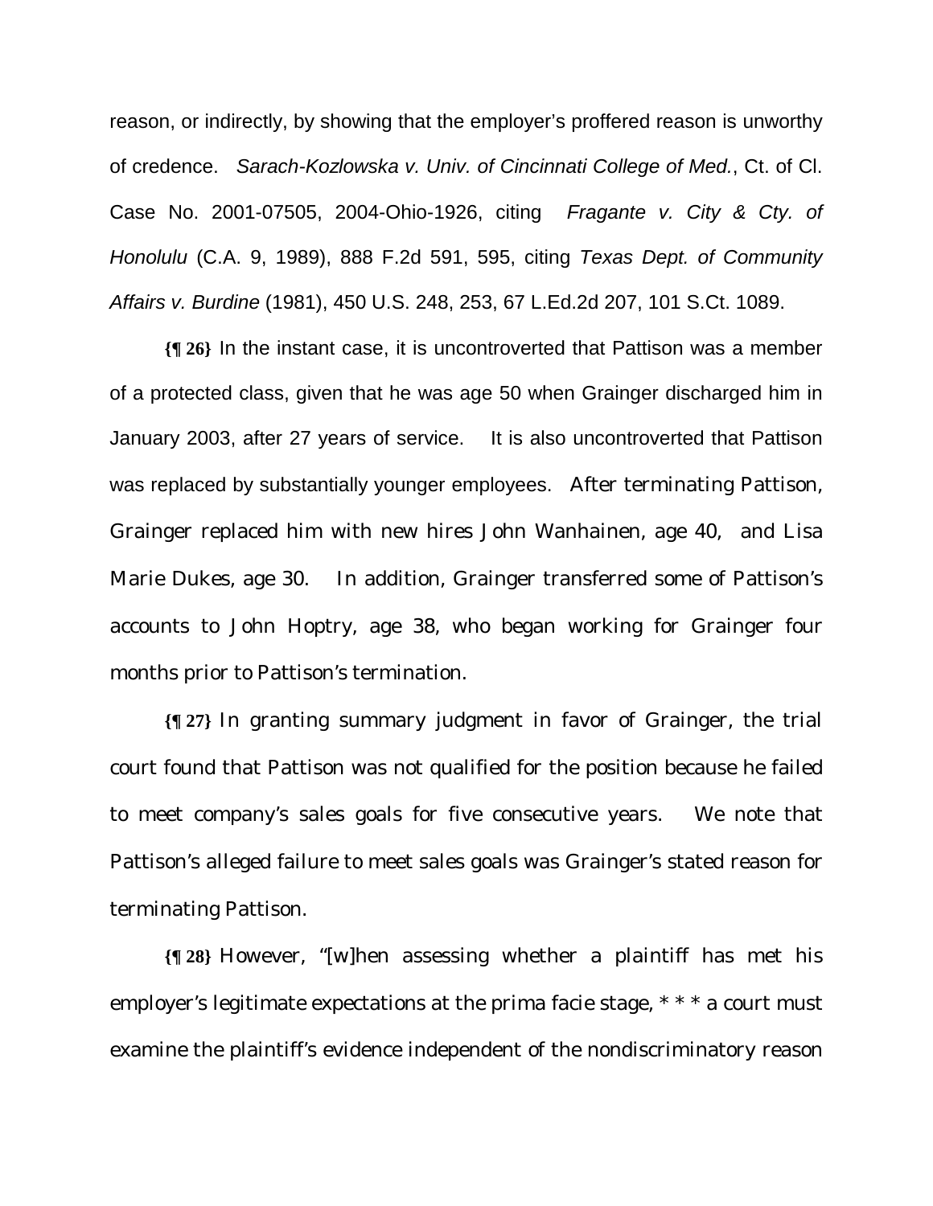reason, or indirectly, by showing that the employer's proffered reason is unworthy of credence. *Sarach-Kozlowska v. Univ. of Cincinnati College of Med.*, Ct. of Cl. Case No. 2001-07505, 2004-Ohio-1926, citing *Fragante v. City & Cty. of Honolulu* (C.A. 9, 1989), 888 F.2d 591, 595, citing *Texas Dept. of Community Affairs v. Burdine* (1981), 450 U.S. 248, 253, 67 L.Ed.2d 207, 101 S.Ct. 1089.

**{¶ 26}** In the instant case, it is uncontroverted that Pattison was a member of a protected class, given that he was age 50 when Grainger discharged him in January 2003, after 27 years of service. It is also uncontroverted that Pattison was replaced by substantially younger employees. After terminating Pattison, Grainger replaced him with new hires John Wanhainen, age 40, and Lisa Marie Dukes, age 30. In addition, Grainger transferred some of Pattison's accounts to John Hoptry, age 38, who began working for Grainger four months prior to Pattison's termination.

**{¶ 27}** In granting summary judgment in favor of Grainger, the trial court found that Pattison was not qualified for the position because he failed to meet company's sales goals for five consecutive years. We note that Pattison's alleged failure to meet sales goals was Grainger's stated reason for terminating Pattison.

**{¶ 28}** However, "[w]hen assessing whether a plaintiff has met his employer's legitimate expectations at the prima facie stage, * * * a court must examine the plaintiff's evidence independent of the nondiscriminatory reason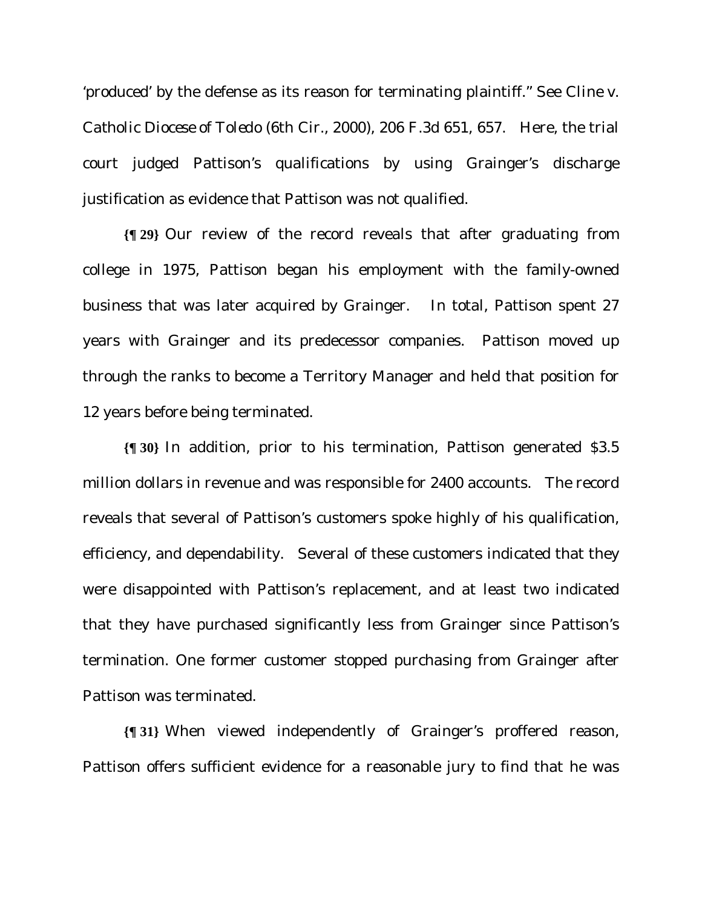'produced' by the defense as its reason for terminating plaintiff." See *Cline v. Catholic Diocese of Toledo* (6th Cir., 2000), 206 F.3d 651, 657. Here, the trial court judged Pattison's qualifications by using Grainger's discharge justification as evidence that Pattison was not qualified.

**{¶ 29}** Our review of the record reveals that after graduating from college in 1975, Pattison began his employment with the family-owned business that was later acquired by Grainger. In total, Pattison spent 27 years with Grainger and its predecessor companies. Pattison moved up through the ranks to become a Territory Manager and held that position for 12 years before being terminated.

**{¶ 30}** In addition, prior to his termination, Pattison generated $3.5 million dollars in revenue and was responsible for 2400 accounts. The record reveals that several of Pattison's customers spoke highly of his qualification, efficiency, and dependability. Several of these customers indicated that they were disappointed with Pattison's replacement, and at least two indicated that they have purchased significantly less from Grainger since Pattison's termination. One former customer stopped purchasing from Grainger after Pattison was terminated.

**{¶ 31}** When viewed independently of Grainger's proffered reason, Pattison offers sufficient evidence for a reasonable jury to find that he was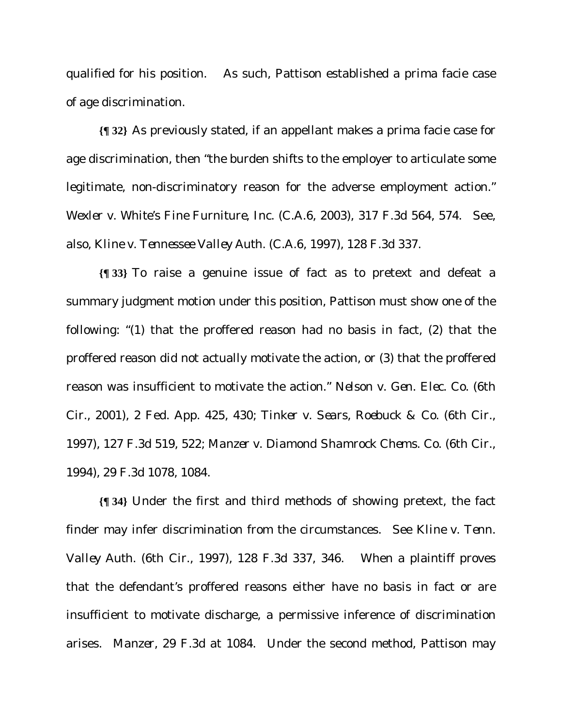qualified for his position. As such, Pattison established a prima facie case of age discrimination.

**{¶ 32}** As previously stated, if an appellant makes a prima facie case for age discrimination, then "the burden shifts to the employer to articulate some legitimate, non-discriminatory reason for the adverse employment action." *Wexler v. White's Fine Furniture, Inc.* (C.A.6, 2003), 317 F.3d 564, 574. See, also, *Kline v. Tennessee Valley Auth.* (C.A.6, 1997), 128 F.3d 337.

**{¶ 33}** To raise a genuine issue of fact as to pretext and defeat a summary judgment motion under this position, Pattison must show one of the following: "(1) that the proffered reason had no basis in fact, (2) that the proffered reason did not actually motivate the action, or (3) that the proffered reason was insufficient to motivate the action." *Nelson v. Gen. Elec. Co.* (6th Cir., 2001), 2 Fed. App. 425, 430; *Tinker v. Sears, Roebuck & Co.* (6th Cir., 1997), 127 F.3d 519, 522; *Manzer v. Diamond Shamrock Chems. Co.* (6th Cir., 1994), 29 F.3d 1078, 1084.

**{¶ 34}** Under the first and third methods of showing pretext, the fact finder may infer discrimination from the circumstances. See *Kline v. Tenn. Valley Auth.* (6th Cir., 1997), 128 F.3d 337, 346. When a plaintiff proves that the defendant's proffered reasons either have no basis in fact or are insufficient to motivate discharge, a permissive inference of discrimination arises. *Manzer*, 29 F.3d at 1084. Under the second method, Pattison may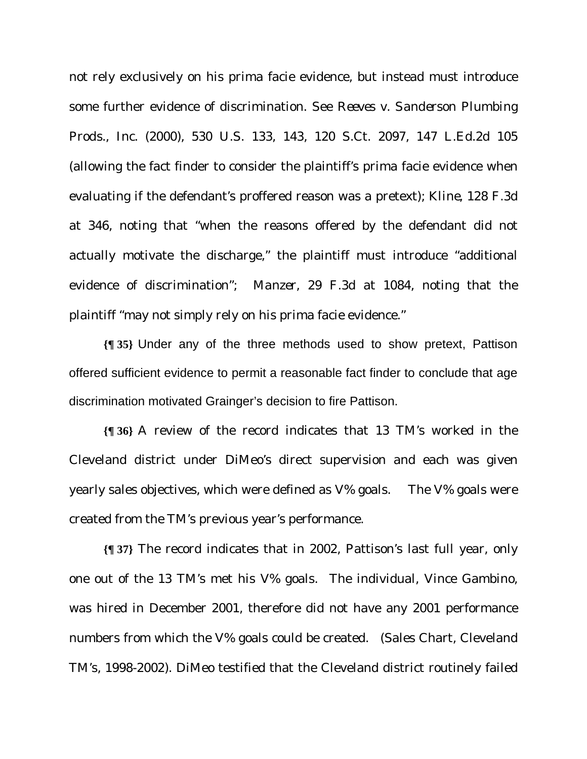not rely exclusively on his prima facie evidence, but instead must introduce some further evidence of discrimination. See *Reeves v. Sanderson Plumbing Prods., Inc.* (2000), 530 U.S. 133, 143, 120 S.Ct. 2097, 147 L.Ed.2d 105 (allowing the fact finder to consider the plaintiff's prima facie evidence when evaluating if the defendant's proffered reason was a pretext); *Kline*, 128 F.3d at 346, noting that "when the reasons offered by the defendant did not actually motivate the discharge," the plaintiff must introduce "additional evidence of discrimination"; *Manzer*, 29 F.3d at 1084, noting that the plaintiff "may not simply rely on his prima facie evidence."

**{¶ 35}** Under any of the three methods used to show pretext, Pattison offered sufficient evidence to permit a reasonable fact finder to conclude that age discrimination motivated Grainger's decision to fire Pattison.

**{¶ 36}** A review of the record indicates that 13 TM's worked in the Cleveland district under DiMeo's direct supervision and each was given yearly sales objectives, which were defined as V% goals. The V% goals were created from the TM's previous year's performance.

**{¶ 37}** The record indicates that in 2002, Pattison's last full year, only one out of the 13 TM's met his V% goals. The individual, Vince Gambino, was hired in December 2001, therefore did not have any 2001 performance numbers from which the V% goals could be created. (Sales Chart, Cleveland TM's, 1998-2002). DiMeo testified that the Cleveland district routinely failed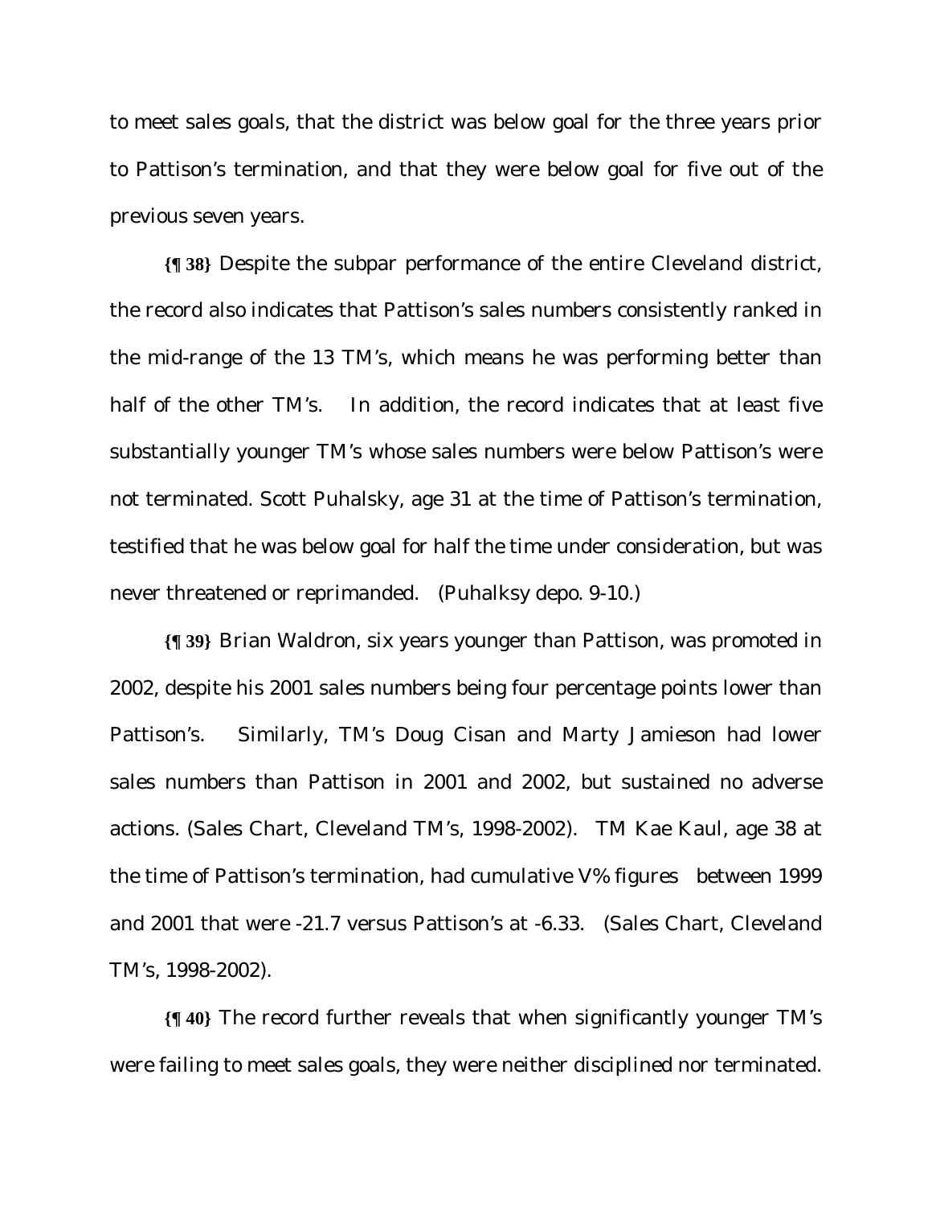to meet sales goals, that the district was below goal for the three years prior to Pattison's termination, and that they were below goal for five out of the previous seven years.

**{¶ 38}** Despite the subpar performance of the entire Cleveland district, the record also indicates that Pattison's sales numbers consistently ranked in the mid-range of the 13 TM's, which means he was performing better than half of the other TM's. In addition, the record indicates that at least five substantially younger TM's whose sales numbers were below Pattison's were not terminated. Scott Puhalsky, age 31 at the time of Pattison's termination, testified that he was below goal for half the time under consideration, but was never threatened or reprimanded. (Puhalksy depo. 9-10.)

**{¶ 39}** Brian Waldron, six years younger than Pattison, was promoted in 2002, despite his 2001 sales numbers being four percentage points lower than Pattison's. Similarly, TM's Doug Cisan and Marty Jamieson had lower sales numbers than Pattison in 2001 and 2002, but sustained no adverse actions. (Sales Chart, Cleveland TM's, 1998-2002). TM Kae Kaul, age 38 at the time of Pattison's termination, had cumulative V% figures between 1999 and 2001 that were -21.7 versus Pattison's at -6.33. (Sales Chart, Cleveland TM's, 1998-2002).

**{¶ 40}** The record further reveals that when significantly younger TM's were failing to meet sales goals, they were neither disciplined nor terminated.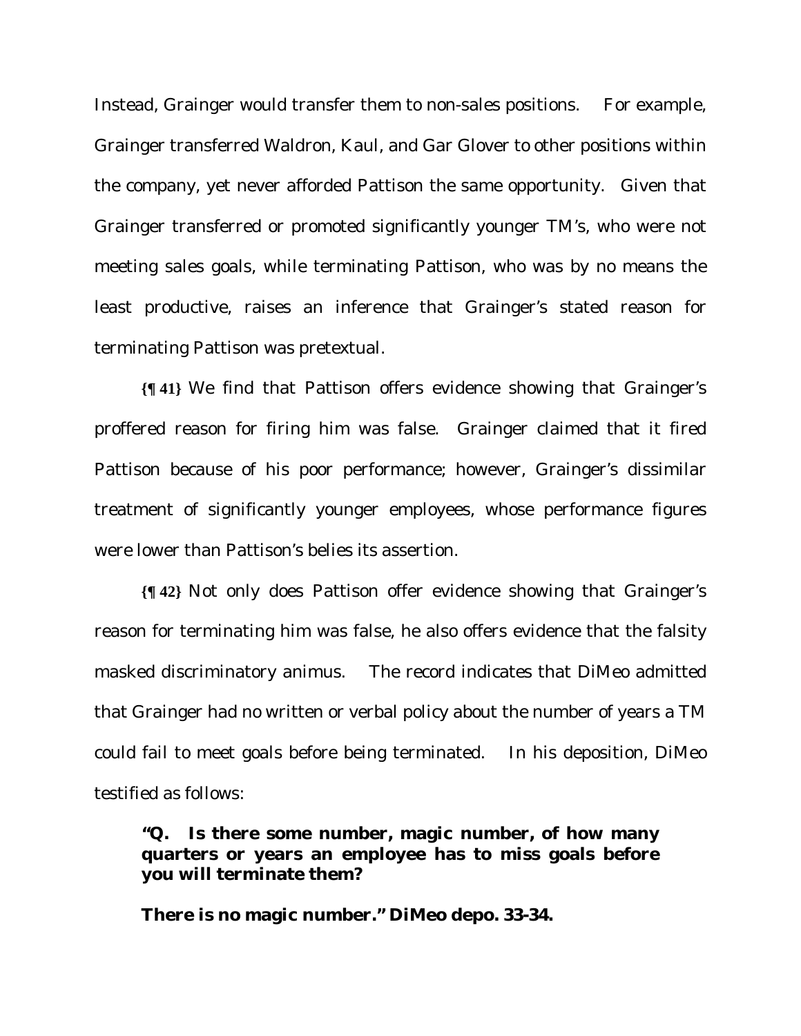Instead, Grainger would transfer them to non-sales positions. For example, Grainger transferred Waldron, Kaul, and Gar Glover to other positions within the company, yet never afforded Pattison the same opportunity. Given that Grainger transferred or promoted significantly younger TM's, who were not meeting sales goals, while terminating Pattison, who was by no means the least productive, raises an inference that Grainger's stated reason for terminating Pattison was pretextual.

**{¶ 41}** We find that Pattison offers evidence showing that Grainger's proffered reason for firing him was false. Grainger claimed that it fired Pattison because of his poor performance; however, Grainger's dissimilar treatment of significantly younger employees, whose performance figures were lower than Pattison's belies its assertion.

**{¶ 42}** Not only does Pattison offer evidence showing that Grainger's reason for terminating him was false, he also offers evidence that the falsity masked discriminatory animus. The record indicates that DiMeo admitted that Grainger had no written or verbal policy about the number of years a TM could fail to meet goals before being terminated. In his deposition, DiMeo testified as follows:

> **"Q. Is there some number, magic number, of how many quarters or years an employee has to miss goals before you will terminate them?**
>
> **There is no magic number." DiMeo depo. 33-34.**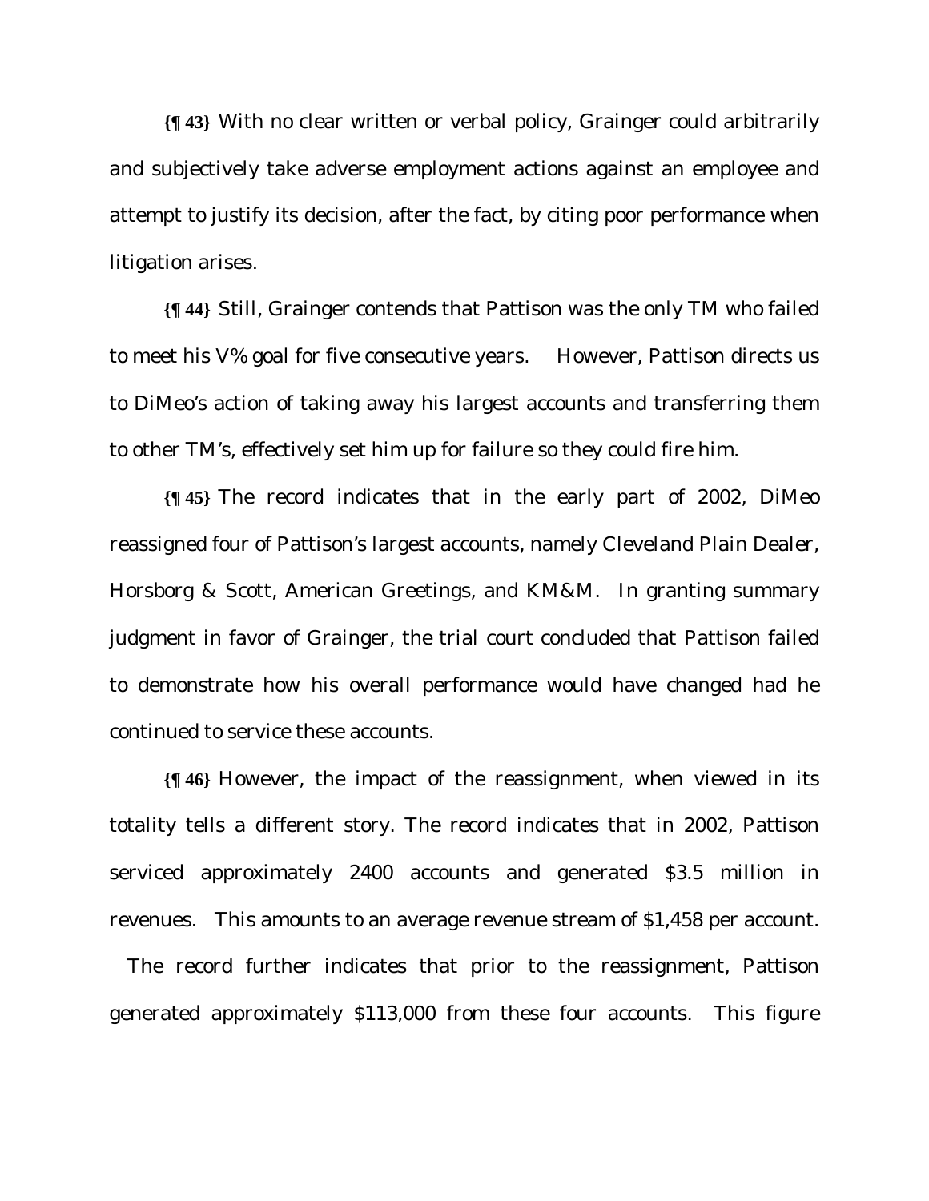**{¶ 43}** With no clear written or verbal policy, Grainger could arbitrarily and subjectively take adverse employment actions against an employee and attempt to justify its decision, after the fact, by citing poor performance when litigation arises.

**{¶ 44}** Still, Grainger contends that Pattison was the only TM who failed to meet his V% goal for five consecutive years. However, Pattison directs us to DiMeo's action of taking away his largest accounts and transferring them to other TM's, effectively set him up for failure so they could fire him.

**{¶ 45}** The record indicates that in the early part of 2002, DiMeo reassigned four of Pattison's largest accounts, namely Cleveland Plain Dealer, Horsborg & Scott, American Greetings, and KM&M. In granting summary judgment in favor of Grainger, the trial court concluded that Pattison failed to demonstrate how his overall performance would have changed had he continued to service these accounts.

**{¶ 46}** However, the impact of the reassignment, when viewed in its totality tells a different story. The record indicates that in 2002, Pattison serviced approximately 2400 accounts and generated $3.5 million in revenues. This amounts to an average revenue stream of $1,458 per account. The record further indicates that prior to the reassignment, Pattison generated approximately $113,000 from these four accounts. This figure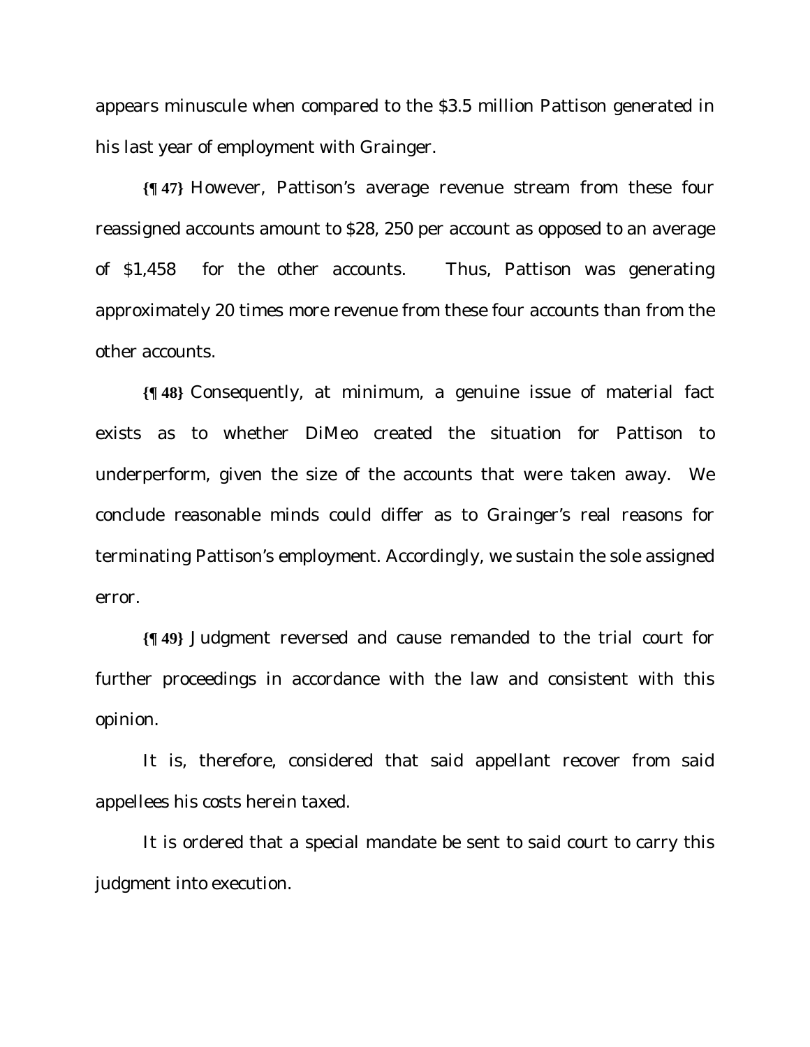appears minuscule when compared to the $3.5 million Pattison generated in his last year of employment with Grainger.

**{¶ 47}** However, Pattison's average revenue stream from these four reassigned accounts amount to $28, 250 per account as opposed to an average of $1,458 for the other accounts. Thus, Pattison was generating approximately 20 times more revenue from these four accounts than from the other accounts.

**{¶ 48}** Consequently, at minimum, a genuine issue of material fact exists as to whether DiMeo created the situation for Pattison to underperform, given the size of the accounts that were taken away. We conclude reasonable minds could differ as to Grainger's real reasons for terminating Pattison's employment. Accordingly, we sustain the sole assigned error.

**{¶ 49}** Judgment reversed and cause remanded to the trial court for further proceedings in accordance with the law and consistent with this opinion.

It is, therefore, considered that said appellant recover from said appellees his costs herein taxed.

It is ordered that a special mandate be sent to said court to carry this judgment into execution.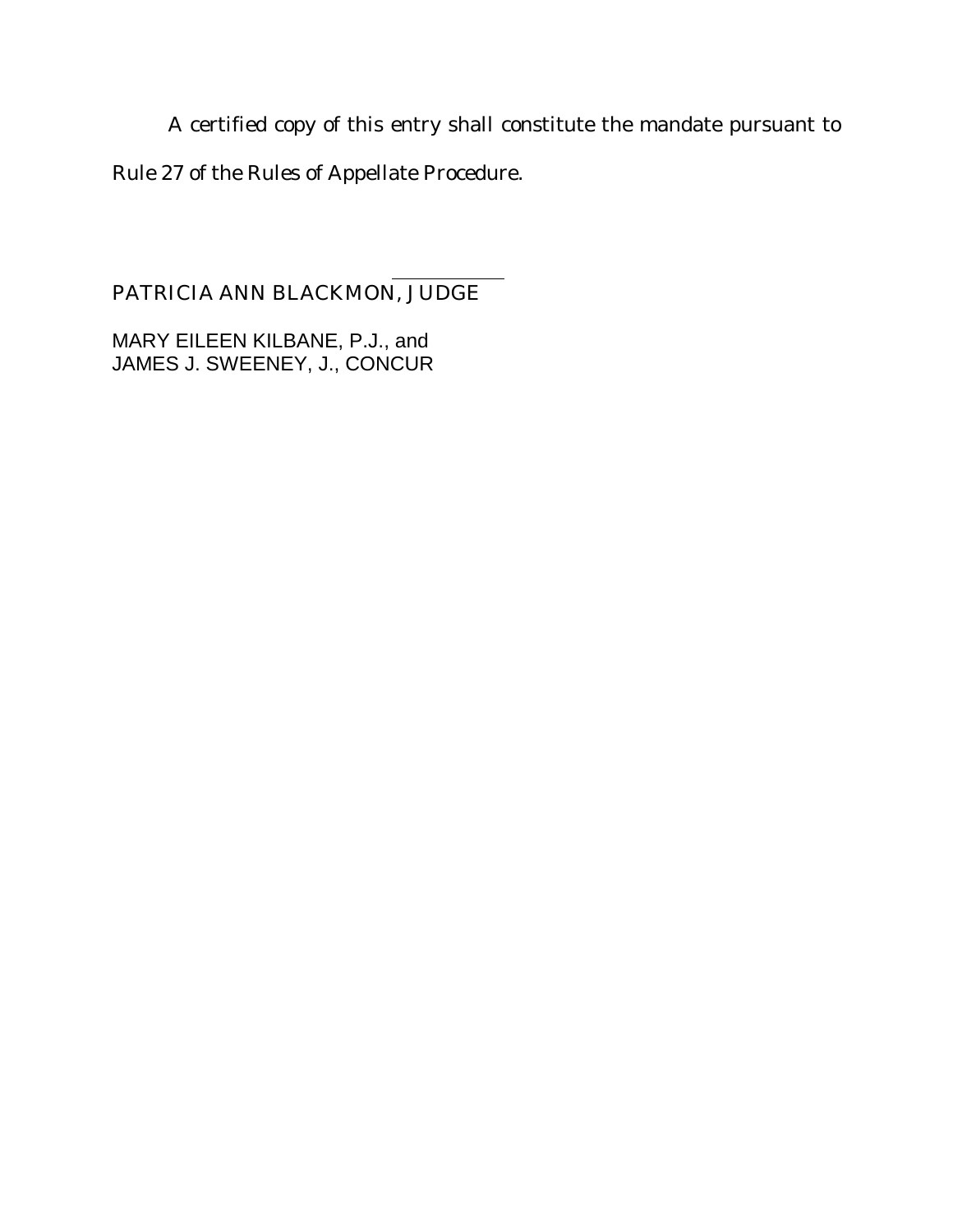A certified copy of this entry shall constitute the mandate pursuant to Rule 27 of the Rules of Appellate Procedure.

PATRICIA ANN BLACKMON, JUDGE

MARY EILEEN KILBANE, P.J., and
JAMES J. SWEENEY, J., CONCUR